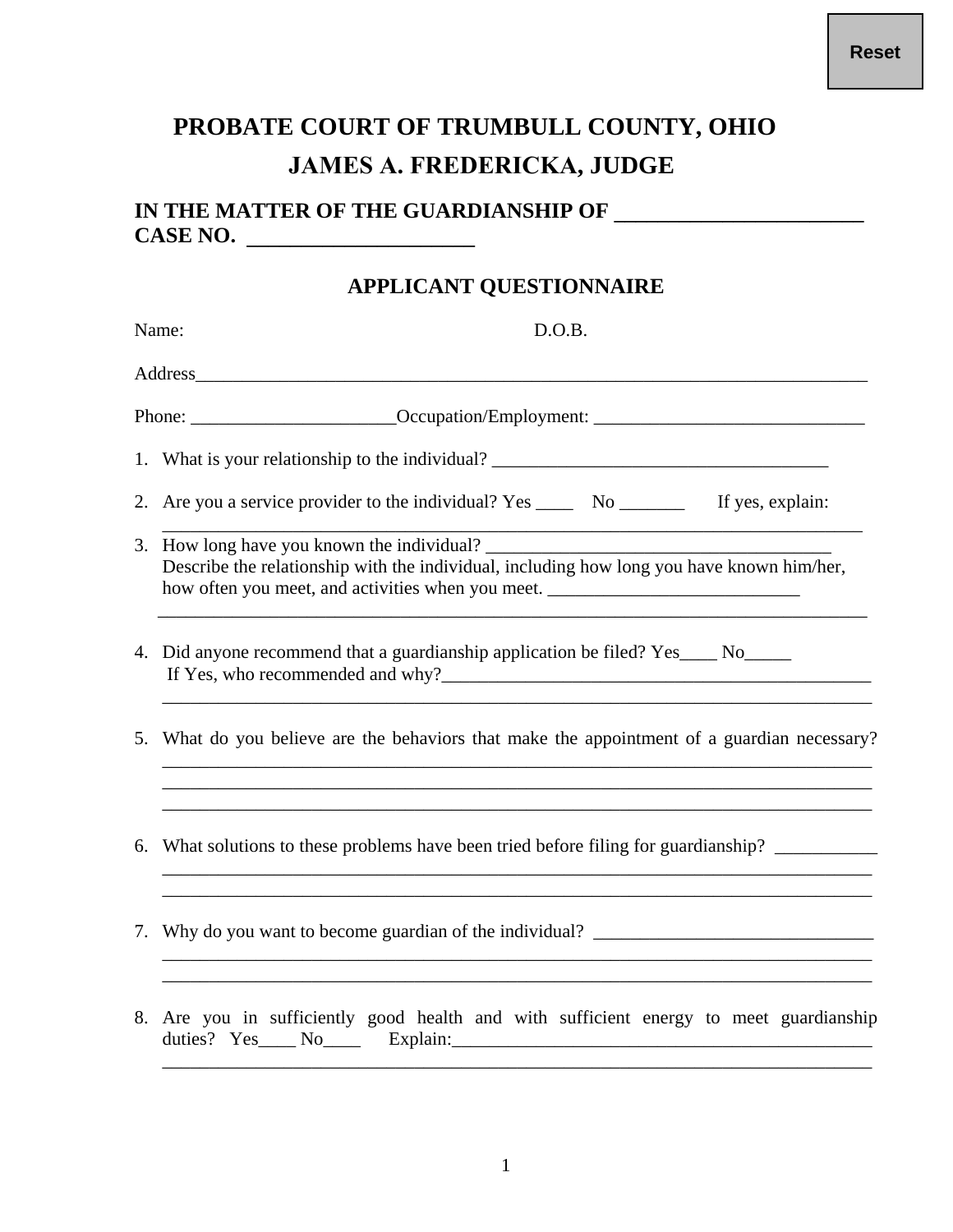Reset

# PROBATE COURT OF TRUMBULL COUNTY, OHIO

## JAMES A. FREDERICKA, JUDGE

**IN THE MATTER OF THE GUARDIANSHIP OF ______________________**
**CASE NO. ___________________**

## APPLICANT QUESTIONNAIRE

Name: D.O.B.

Address___________________________________________________________________________

Phone: ______________________Occupation/Employment: _____________________________

1. What is your relationship to the individual? _____________________________________

2. Are you a service provider to the individual? Yes ____ No _______ If yes, explain: _____________________________________________________________________________

3. How long have you known the individual? ______________________________________
   Describe the relationship with the individual, including how long you have known him/her, how often you meet, and activities when you meet. ___________________________
   _____________________________________________________________________________

4. Did anyone recommend that a guardianship application be filed? Yes____ No_____
   If Yes, who recommended and why?_________________________________________________
   _____________________________________________________________________________

5. What do you believe are the behaviors that make the appointment of a guardian necessary?
   _____________________________________________________________________________
   _____________________________________________________________________________
   _____________________________________________________________________________

6. What solutions to these problems have been tried before filing for guardianship? ___________
   _____________________________________________________________________________
   _____________________________________________________________________________

7. Why do you want to become guardian of the individual? ______________________________
   _____________________________________________________________________________
   _____________________________________________________________________________

8. Are you in sufficiently good health and with sufficient energy to meet guardianship duties? Yes____ No____ Explain:_______________________________________________
   _____________________________________________________________________________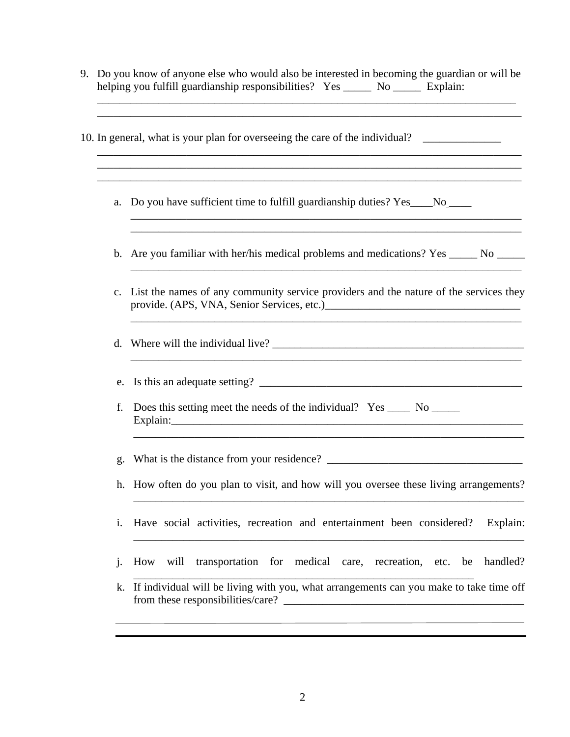9. Do you know of anyone else who would also be interested in becoming the guardian or will be helping you fulfill guardianship responsibilities?   Yes _____  No _____  Explain:
   ____________________________________________________________________________
   ____________________________________________________________________________

10. In general, what is your plan for overseeing the care of the individual?    ______________
    ____________________________________________________________________________
    ____________________________________________________________________________
    ____________________________________________________________________________

    a. Do you have sufficient time to fulfill guardianship duties? Yes____No____
       ________________________________________________________________________
       ________________________________________________________________________

    b. Are you familiar with her/his medical problems and medications? Yes _____ No _____
       ________________________________________________________________________

    c. List the names of any community service providers and the nature of the services they provide. (APS, VNA, Senior Services, etc.)___________________________________
       ________________________________________________________________________

    d. Where will the individual live? ______________________________________________
       ________________________________________________________________________

    e. Is this an adequate setting? _________________________________________________

    f. Does this setting meet the needs of the individual?   Yes ____  No _____
       Explain:_________________________________________________________________
       ________________________________________________________________________

    g. What is the distance from your residence? ___________________________________

    h. How often do you plan to visit, and how will you oversee these living arrangements?
       ________________________________________________________________________

    i. Have social activities, recreation and entertainment been considered?  Explain:
       ________________________________________________________________________

    j. How will transportation for medical care, recreation, etc. be handled?
       ______________________________________________________________

    k. If individual will be living with you, what arrangements can you make to take time off from these responsibilities/care? __________________________________________
       ________________________________________________________________________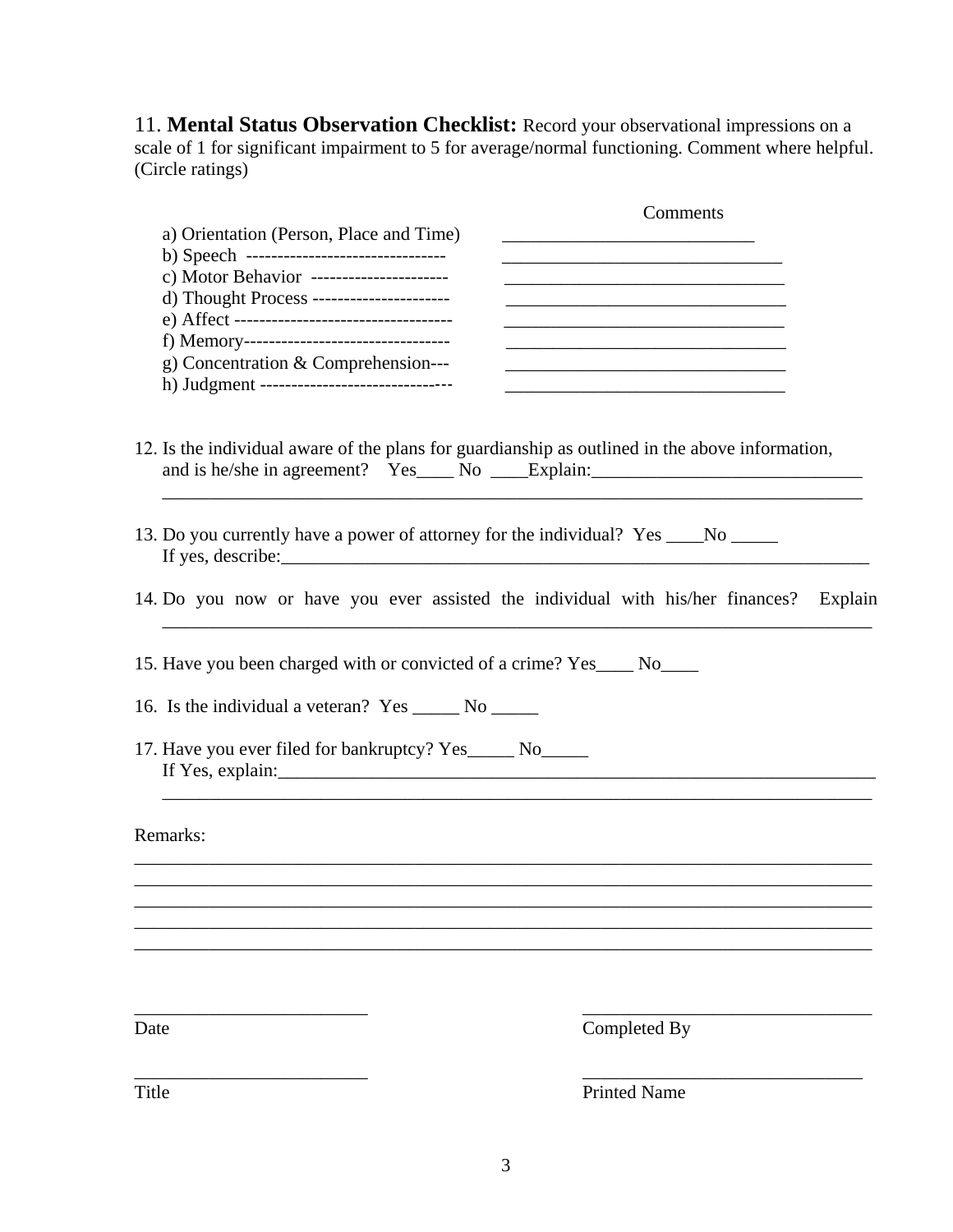11. **Mental Status Observation Checklist:** Record your observational impressions on a scale of 1 for significant impairment to 5 for average/normal functioning. Comment where helpful. (Circle ratings)

| | Comments |
|---|---|
| a) Orientation (Person, Place and Time) | ___________________________ |
| b) Speech -------------------------------- | ______________________________ |
| c) Motor Behavior ---------------------- | ______________________________ |
| d) Thought Process ---------------------- | ______________________________ |
| e) Affect ----------------------------------- | ______________________________ |
| f) Memory--------------------------------- | ______________________________ |
| g) Concentration & Comprehension--- | ______________________________ |
| h) Judgment --------------------------------- | ______________________________ |

12. Is the individual aware of the plans for guardianship as outlined in the above information, and is he/she in agreement? Yes____ No ____Explain:_____________________________
____________________________________________________________________________

13. Do you currently have a power of attorney for the individual? Yes ____No _____
If yes, describe:____________________________________________________________

14. Do you now or have you ever assisted the individual with his/her finances? Explain
____________________________________________________________________________

15. Have you been charged with or convicted of a crime? Yes____ No____

16. Is the individual a veteran? Yes _____ No _____

17. Have you ever filed for bankruptcy? Yes_____ No_____
If Yes, explain:______________________________________________________________
____________________________________________________________________________

Remarks:
____________________________________________________________________________
____________________________________________________________________________
____________________________________________________________________________
____________________________________________________________________________
____________________________________________________________________________

_________________________ _______________________________
Date Completed By

_________________________ ______________________________
Title Printed Name